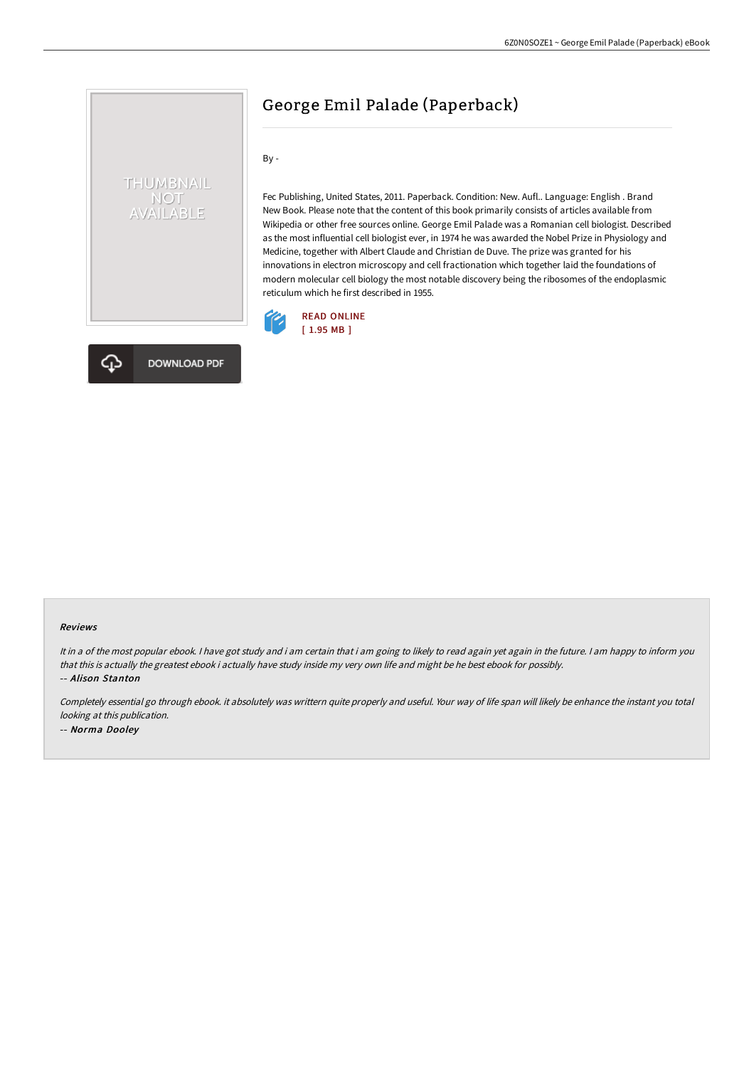# George Emil Palade (Paperback)

By -

Fec Publishing, United States, 2011. Paperback. Condition: New. Aufl.. Language: English . Brand New Book. Please note that the content of this book primarily consists of articles available from Wikipedia or other free sources online. George Emil Palade was a Romanian cell biologist. Described as the most influential cell biologist ever, in 1974 he was awarded the Nobel Prize in Physiology and Medicine, together with Albert Claude and Christian de Duve. The prize was granted for his innovations in electron microscopy and cell fractionation which together laid the foundations of modern molecular cell biology the most notable discovery being the ribosomes of the endoplasmic reticulum which he first described in 1955.

READ ONLINE
[ 1.95 MB ]

DOWNLOAD PDF

### Reviews

*It in a of the most popular ebook. I have got study and i am certain that i am going to likely to read again yet again in the future. I am happy to inform you that this is actually the greatest ebook i actually have study inside my very own life and might be he best ebook for possibly.*

-- ***Alison Stanton***

*Completely essential go through ebook. it absolutely was writtern quite properly and useful. Your way of life span will likely be enhance the instant you total looking at this publication.*

-- ***Norma Dooley***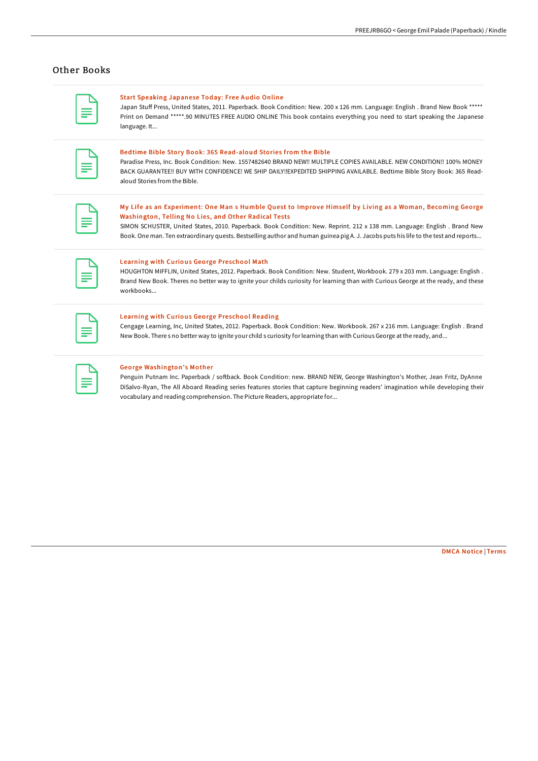## Other Books

### Start Speaking Japanese Today: Free Audio Online

Japan Stuff Press, United States, 2011. Paperback. Book Condition: New. 200 x 126 mm. Language: English . Brand New Book ***** Print on Demand *****.90 MINUTES FREE AUDIO ONLINE This book contains everything you need to start speaking the Japanese language. It...

### Bedtime Bible Story Book: 365 Read-aloud Stories from the Bible

Paradise Press, Inc. Book Condition: New. 1557482640 BRAND NEW!! MULTIPLE COPIES AVAILABLE. NEW CONDITION!! 100% MONEY BACK GUARANTEE!! BUY WITH CONFIDENCE! WE SHIP DAILY!!EXPEDITED SHIPPING AVAILABLE. Bedtime Bible Story Book: 365 Read-aloud Stories from the Bible.

### My Life as an Experiment: One Man s Humble Quest to Improve Himself by Living as a Woman, Becoming George Washington, Telling No Lies, and Other Radical Tests

SIMON SCHUSTER, United States, 2010. Paperback. Book Condition: New. Reprint. 212 x 138 mm. Language: English . Brand New Book. One man. Ten extraordinary quests. Bestselling author and human guinea pig A. J. Jacobs puts his life to the test and reports...

### Learning with Curious George Preschool Math

HOUGHTON MIFFLIN, United States, 2012. Paperback. Book Condition: New. Student, Workbook. 279 x 203 mm. Language: English . Brand New Book. Theres no better way to ignite your childs curiosity for learning than with Curious George at the ready, and these workbooks...

### Learning with Curious George Preschool Reading

Cengage Learning, Inc, United States, 2012. Paperback. Book Condition: New. Workbook. 267 x 216 mm. Language: English . Brand New Book. There s no better way to ignite your child s curiosity for learning than with Curious George at the ready, and...

### George Washington's Mother

Penguin Putnam Inc. Paperback / softback. Book Condition: new. BRAND NEW, George Washington's Mother, Jean Fritz, DyAnne DiSalvo-Ryan, The All Aboard Reading series features stories that capture beginning readers' imagination while developing their vocabulary and reading comprehension. The Picture Readers, appropriate for...